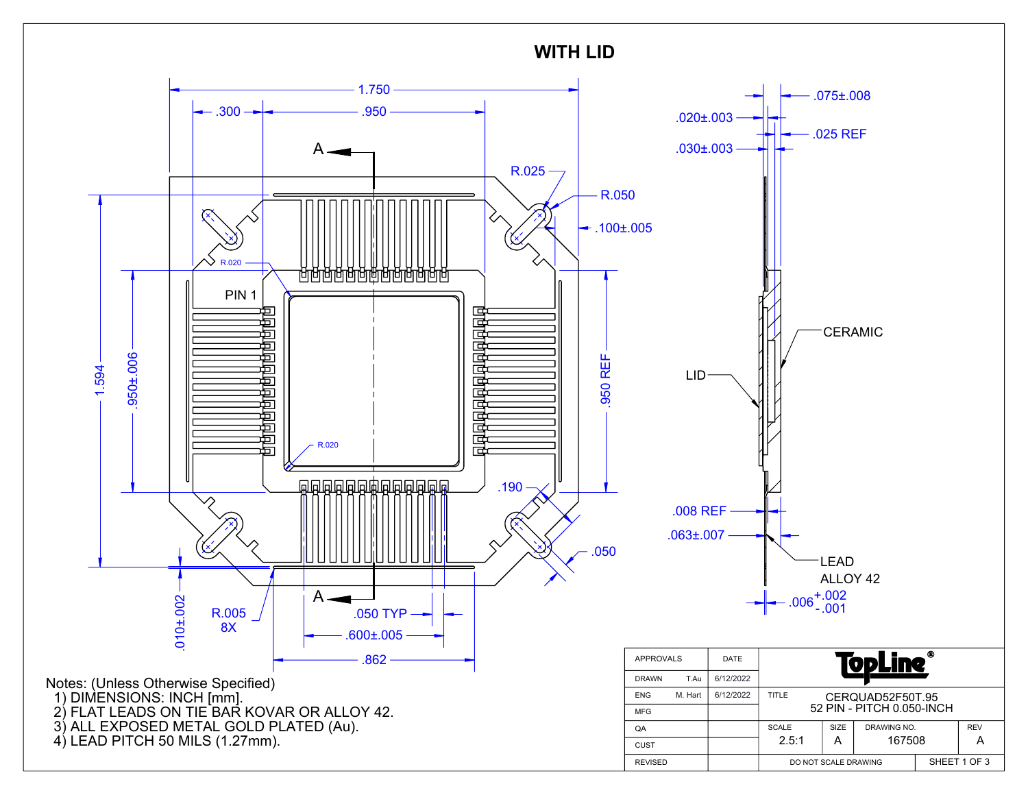# WITH LID

Notes: (Unless Otherwise Specified)

1) DIMENSIONS: INCH [mm].
2) FLAT LEADS ON TIE BAR KOVAR OR ALLOY 42.
3) ALL EXPOSED METAL GOLD PLATED (Au).
4) LEAD PITCH 50 MILS (1.27mm).

| APPROVALS | | DATE | TopLine® | | | |
|---|---|---|---|---|---|---|
| DRAWN | T.Au | 6/12/2022 | | | | |
| ENG | M. Hart | 6/12/2022 | TITLE | CERQUAD52F50T.95 52 PIN - PITCH 0.050-INCH | | |
| MFG | | | | | | |
| QA | | | SCALE 2.5:1 | SIZE A | DRAWING NO. 167508 | REV A |
| CUST | | | | | | |
| REVISED | | | DO NOT SCALE DRAWING | | SHEET 1 OF 3 | |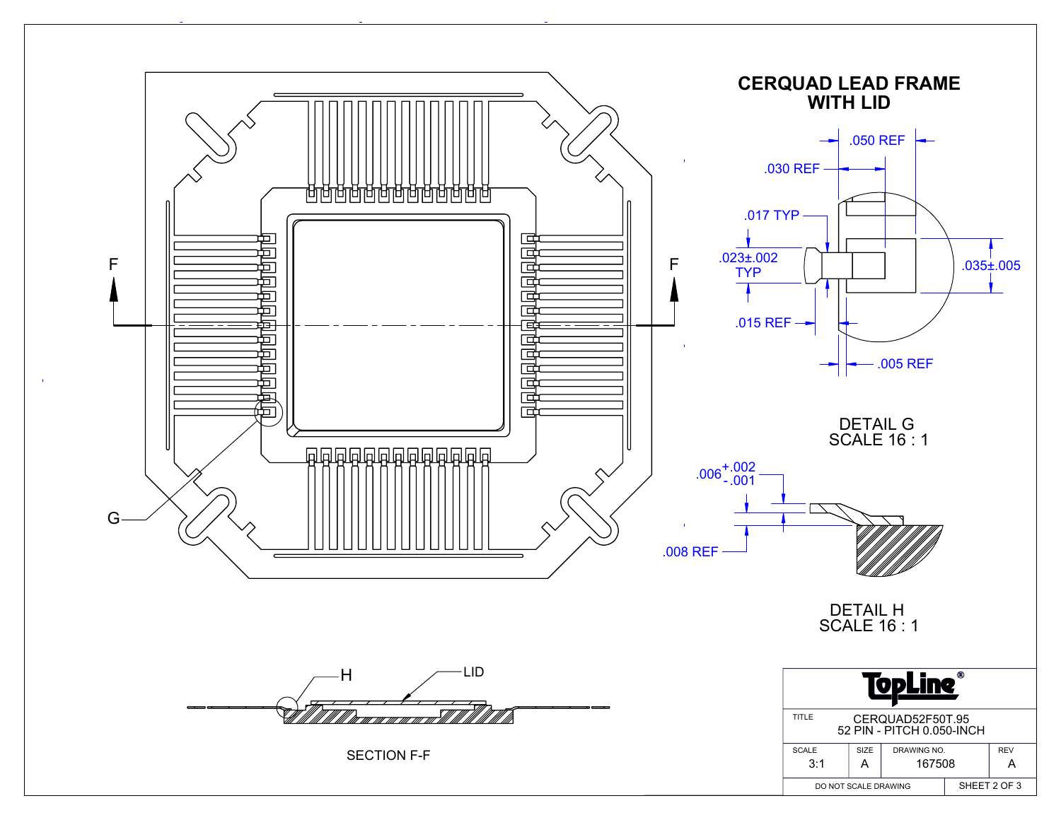# CERQUAD LEAD FRAME WITH LID

F F

G

.050 REF

.030 REF

.017 TYP

.023±.002 TYP

.035±.005

.015 REF

.005 REF

DETAIL G
SCALE 16 : 1

$.006^{+.002}_{-.001}$

.008 REF

DETAIL H
SCALE 16 : 1

H

LID

SECTION F-F

| TopLine® | | | |
|---|---|---|---|
| TITLE | CERQUAD52F50T.95<br>52 PIN - PITCH 0.050-INCH | | |
| SCALE<br>3:1 | SIZE<br>A | DRAWING NO.<br>167508 | REV<br>A |
| DO NOT SCALE DRAWING | | SHEET 2 OF 3 | |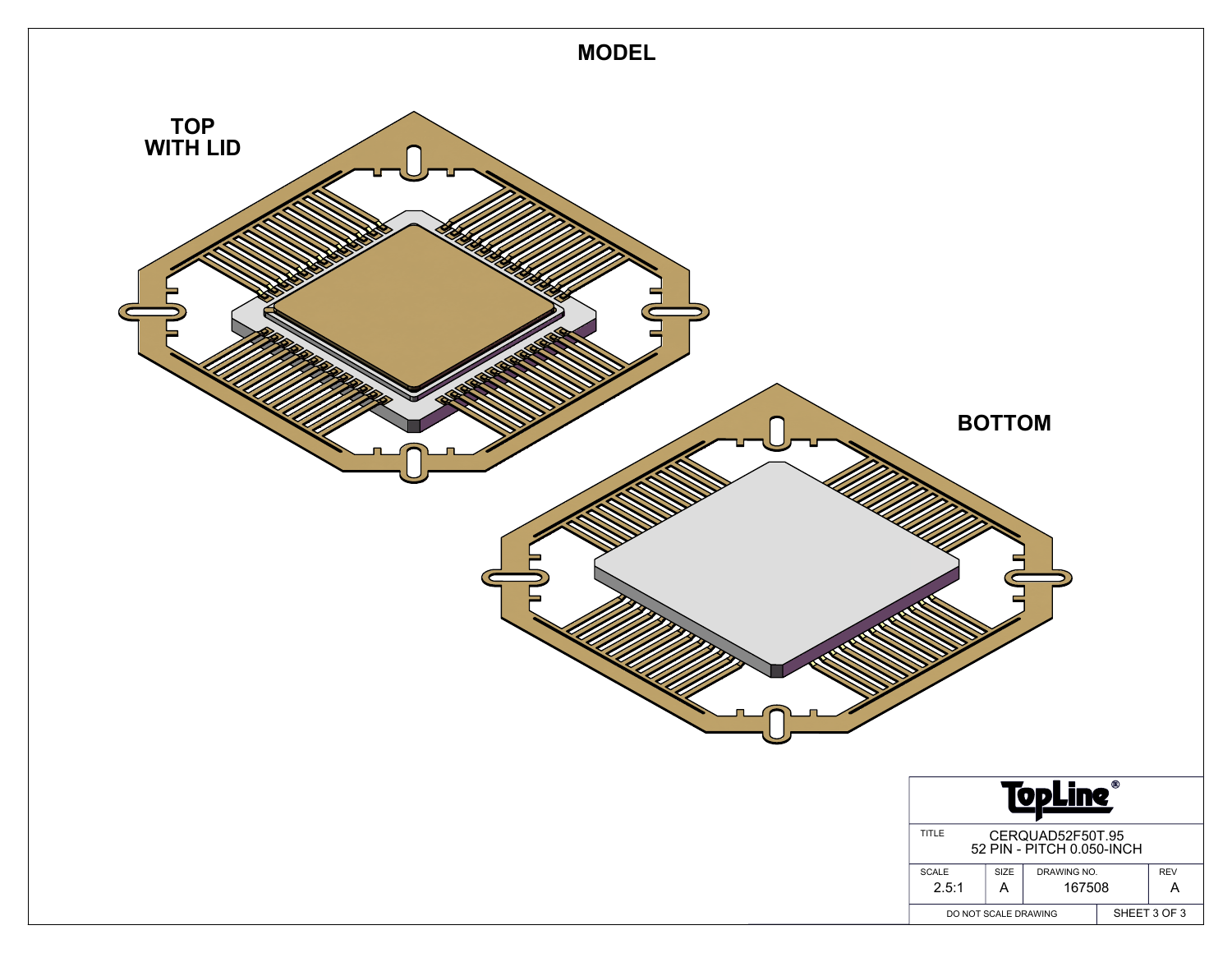# MODEL

**TOP WITH LID**

**BOTTOM**

TopLine®

| | | | |
|---|---|---|---|
| TITLE | CERQUAD52F50T.95<br>52 PIN - PITCH 0.050-INCH | | |
| SCALE<br>2.5:1 | SIZE<br>A | DRAWING NO.<br>167508 | REV<br>A |
| DO NOT SCALE DRAWING | | SHEET 3 OF 3 | |